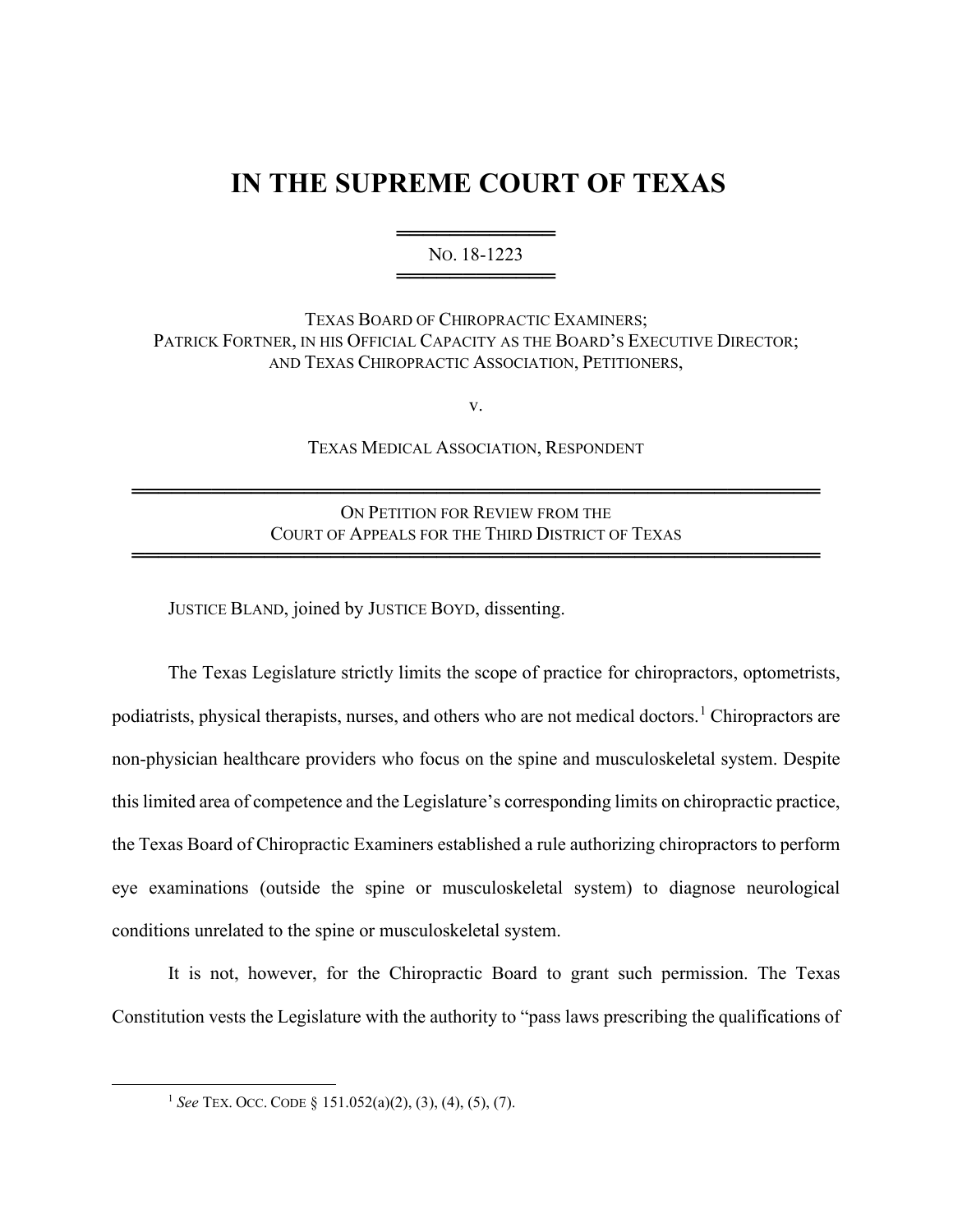# IN THE SUPREME COURT OF TEXAS

NO. 18-1223

TEXAS BOARD OF CHIROPRACTIC EXAMINERS;
PATRICK FORTNER, IN HIS OFFICIAL CAPACITY AS THE BOARD'S EXECUTIVE DIRECTOR;
AND TEXAS CHIROPRACTIC ASSOCIATION, PETITIONERS,

v.

TEXAS MEDICAL ASSOCIATION, RESPONDENT

ON PETITION FOR REVIEW FROM THE
COURT OF APPEALS FOR THE THIRD DISTRICT OF TEXAS

JUSTICE BLAND, joined by JUSTICE BOYD, dissenting.

The Texas Legislature strictly limits the scope of practice for chiropractors, optometrists, podiatrists, physical therapists, nurses, and others who are not medical doctors.[1] Chiropractors are non-physician healthcare providers who focus on the spine and musculoskeletal system. Despite this limited area of competence and the Legislature's corresponding limits on chiropractic practice, the Texas Board of Chiropractic Examiners established a rule authorizing chiropractors to perform eye examinations (outside the spine or musculoskeletal system) to diagnose neurological conditions unrelated to the spine or musculoskeletal system.

It is not, however, for the Chiropractic Board to grant such permission. The Texas Constitution vests the Legislature with the authority to "pass laws prescribing the qualifications of

[1] *See* TEX. OCC. CODE § 151.052(a)(2), (3), (4), (5), (7).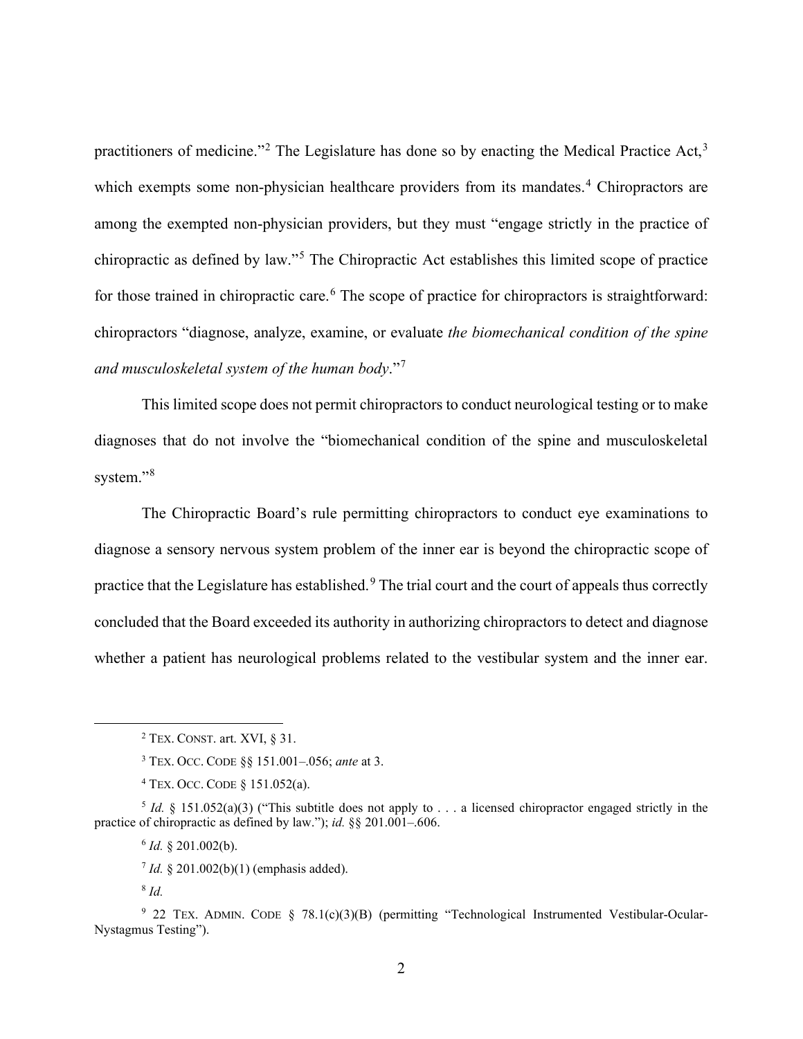practitioners of medicine."[2] The Legislature has done so by enacting the Medical Practice Act,[3] which exempts some non-physician healthcare providers from its mandates.[4] Chiropractors are among the exempted non-physician providers, but they must "engage strictly in the practice of chiropractic as defined by law."[5] The Chiropractic Act establishes this limited scope of practice for those trained in chiropractic care.[6] The scope of practice for chiropractors is straightforward: chiropractors "diagnose, analyze, examine, or evaluate *the biomechanical condition of the spine and musculoskeletal system of the human body*."[7]

This limited scope does not permit chiropractors to conduct neurological testing or to make diagnoses that do not involve the "biomechanical condition of the spine and musculoskeletal system."[8]

The Chiropractic Board's rule permitting chiropractors to conduct eye examinations to diagnose a sensory nervous system problem of the inner ear is beyond the chiropractic scope of practice that the Legislature has established.[9] The trial court and the court of appeals thus correctly concluded that the Board exceeded its authority in authorizing chiropractors to detect and diagnose whether a patient has neurological problems related to the vestibular system and the inner ear.

---

[2] TEX. CONST. art. XVI, § 31.

[3] TEX. OCC. CODE §§ 151.001–.056; *ante* at 3.

[4] TEX. OCC. CODE § 151.052(a).

[5] *Id.* § 151.052(a)(3) ("This subtitle does not apply to . . . a licensed chiropractor engaged strictly in the practice of chiropractic as defined by law."); *id.* §§ 201.001–.606.

[6] *Id.* § 201.002(b).

[7] *Id.* § 201.002(b)(1) (emphasis added).

[8] *Id.*

[9] 22 TEX. ADMIN. CODE § 78.1(c)(3)(B) (permitting "Technological Instrumented Vestibular-Ocular-Nystagmus Testing").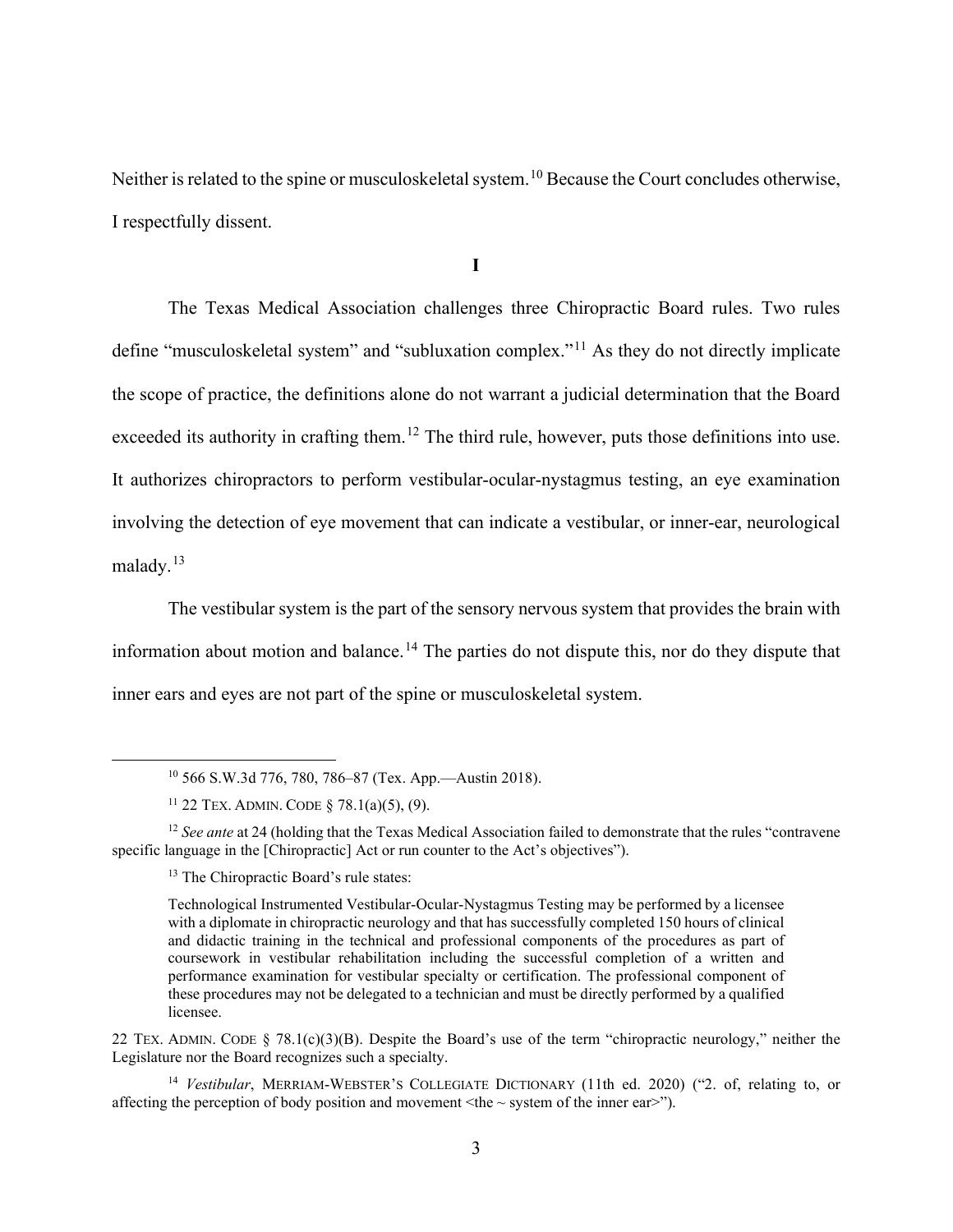Neither is related to the spine or musculoskeletal system.[10] Because the Court concludes otherwise, I respectfully dissent.

**I**

The Texas Medical Association challenges three Chiropractic Board rules. Two rules define "musculoskeletal system" and "subluxation complex."[11] As they do not directly implicate the scope of practice, the definitions alone do not warrant a judicial determination that the Board exceeded its authority in crafting them.[12] The third rule, however, puts those definitions into use. It authorizes chiropractors to perform vestibular-ocular-nystagmus testing, an eye examination involving the detection of eye movement that can indicate a vestibular, or inner-ear, neurological malady.[13]

The vestibular system is the part of the sensory nervous system that provides the brain with information about motion and balance.[14] The parties do not dispute this, nor do they dispute that inner ears and eyes are not part of the spine or musculoskeletal system.

---

[10] 566 S.W.3d 776, 780, 786–87 (Tex. App.—Austin 2018).

[11] 22 TEX. ADMIN. CODE § 78.1(a)(5), (9).

[12] *See ante* at 24 (holding that the Texas Medical Association failed to demonstrate that the rules "contravene specific language in the [Chiropractic] Act or run counter to the Act's objectives").

[13] The Chiropractic Board's rule states:

> Technological Instrumented Vestibular-Ocular-Nystagmus Testing may be performed by a licensee with a diplomate in chiropractic neurology and that has successfully completed 150 hours of clinical and didactic training in the technical and professional components of the procedures as part of coursework in vestibular rehabilitation including the successful completion of a written and performance examination for vestibular specialty or certification. The professional component of these procedures may not be delegated to a technician and must be directly performed by a qualified licensee.

22 TEX. ADMIN. CODE § 78.1(c)(3)(B). Despite the Board's use of the term "chiropractic neurology," neither the Legislature nor the Board recognizes such a specialty.

[14] *Vestibular*, MERRIAM-WEBSTER'S COLLEGIATE DICTIONARY (11th ed. 2020) ("2. of, relating to, or affecting the perception of body position and movement <the ~ system of the inner ear>").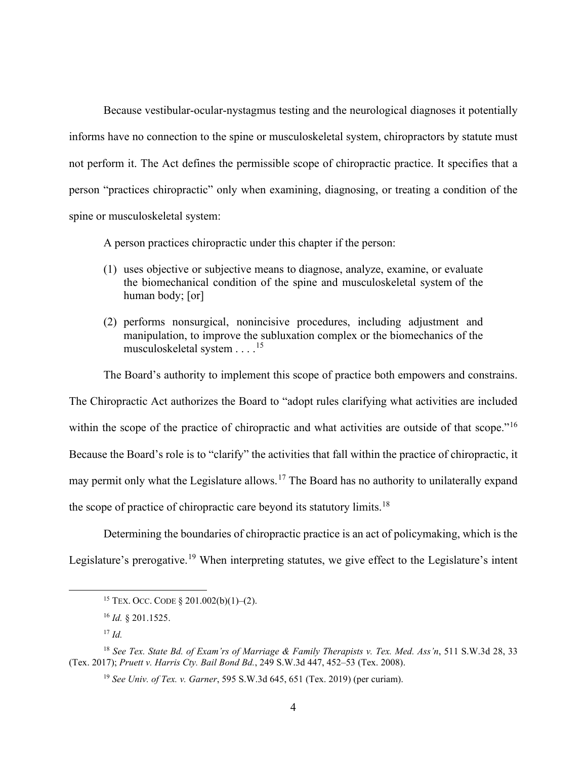Because vestibular-ocular-nystagmus testing and the neurological diagnoses it potentially informs have no connection to the spine or musculoskeletal system, chiropractors by statute must not perform it. The Act defines the permissible scope of chiropractic practice. It specifies that a person "practices chiropractic" only when examining, diagnosing, or treating a condition of the spine or musculoskeletal system:

> A person practices chiropractic under this chapter if the person:
>
> (1) uses objective or subjective means to diagnose, analyze, examine, or evaluate the biomechanical condition of the spine and musculoskeletal system of the human body; [or]
>
> (2) performs nonsurgical, nonincisive procedures, including adjustment and manipulation, to improve the subluxation complex or the biomechanics of the musculoskeletal system . . . .[15]

The Board's authority to implement this scope of practice both empowers and constrains. The Chiropractic Act authorizes the Board to "adopt rules clarifying what activities are included within the scope of the practice of chiropractic and what activities are outside of that scope."[16] Because the Board's role is to "clarify" the activities that fall within the practice of chiropractic, it may permit only what the Legislature allows.[17] The Board has no authority to unilaterally expand the scope of practice of chiropractic care beyond its statutory limits.[18]

Determining the boundaries of chiropractic practice is an act of policymaking, which is the Legislature's prerogative.[19] When interpreting statutes, we give effect to the Legislature's intent

---

[15] TEX. OCC. CODE § 201.002(b)(1)–(2).

[16] *Id.* § 201.1525.

[17] *Id.*

[18] *See Tex. State Bd. of Exam'rs of Marriage & Family Therapists v. Tex. Med. Ass'n*, 511 S.W.3d 28, 33 (Tex. 2017); *Pruett v. Harris Cty. Bail Bond Bd.*, 249 S.W.3d 447, 452–53 (Tex. 2008).

[19] *See Univ. of Tex. v. Garner*, 595 S.W.3d 645, 651 (Tex. 2019) (per curiam).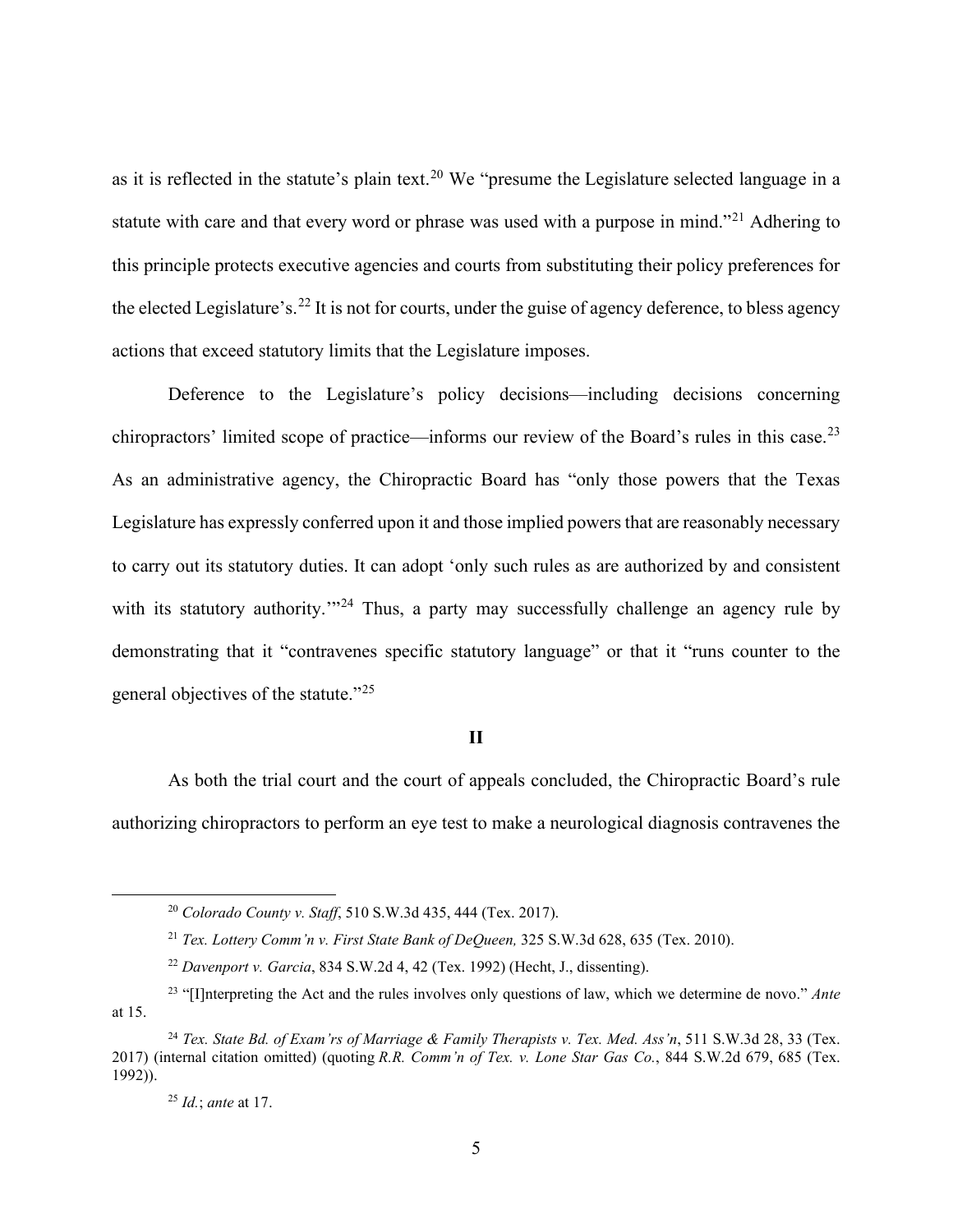as it is reflected in the statute's plain text.[20] We "presume the Legislature selected language in a statute with care and that every word or phrase was used with a purpose in mind."[21] Adhering to this principle protects executive agencies and courts from substituting their policy preferences for the elected Legislature's.[22] It is not for courts, under the guise of agency deference, to bless agency actions that exceed statutory limits that the Legislature imposes.

Deference to the Legislature's policy decisions—including decisions concerning chiropractors' limited scope of practice—informs our review of the Board's rules in this case.[23] As an administrative agency, the Chiropractic Board has "only those powers that the Texas Legislature has expressly conferred upon it and those implied powers that are reasonably necessary to carry out its statutory duties. It can adopt 'only such rules as are authorized by and consistent with its statutory authority.'"[24] Thus, a party may successfully challenge an agency rule by demonstrating that it "contravenes specific statutory language" or that it "runs counter to the general objectives of the statute."[25]

## II

As both the trial court and the court of appeals concluded, the Chiropractic Board's rule authorizing chiropractors to perform an eye test to make a neurological diagnosis contravenes the

---

[20] *Colorado County v. Staff*, 510 S.W.3d 435, 444 (Tex. 2017).

[21] *Tex. Lottery Comm'n v. First State Bank of DeQueen,* 325 S.W.3d 628, 635 (Tex. 2010).

[22] *Davenport v. Garcia*, 834 S.W.2d 4, 42 (Tex. 1992) (Hecht, J., dissenting).

[23] "[I]nterpreting the Act and the rules involves only questions of law, which we determine de novo." *Ante* at 15.

[24] *Tex. State Bd. of Exam'rs of Marriage & Family Therapists v. Tex. Med. Ass'n*, 511 S.W.3d 28, 33 (Tex. 2017) (internal citation omitted) (quoting *R.R. Comm'n of Tex. v. Lone Star Gas Co.*, 844 S.W.2d 679, 685 (Tex. 1992)).

[25] *Id.*; *ante* at 17.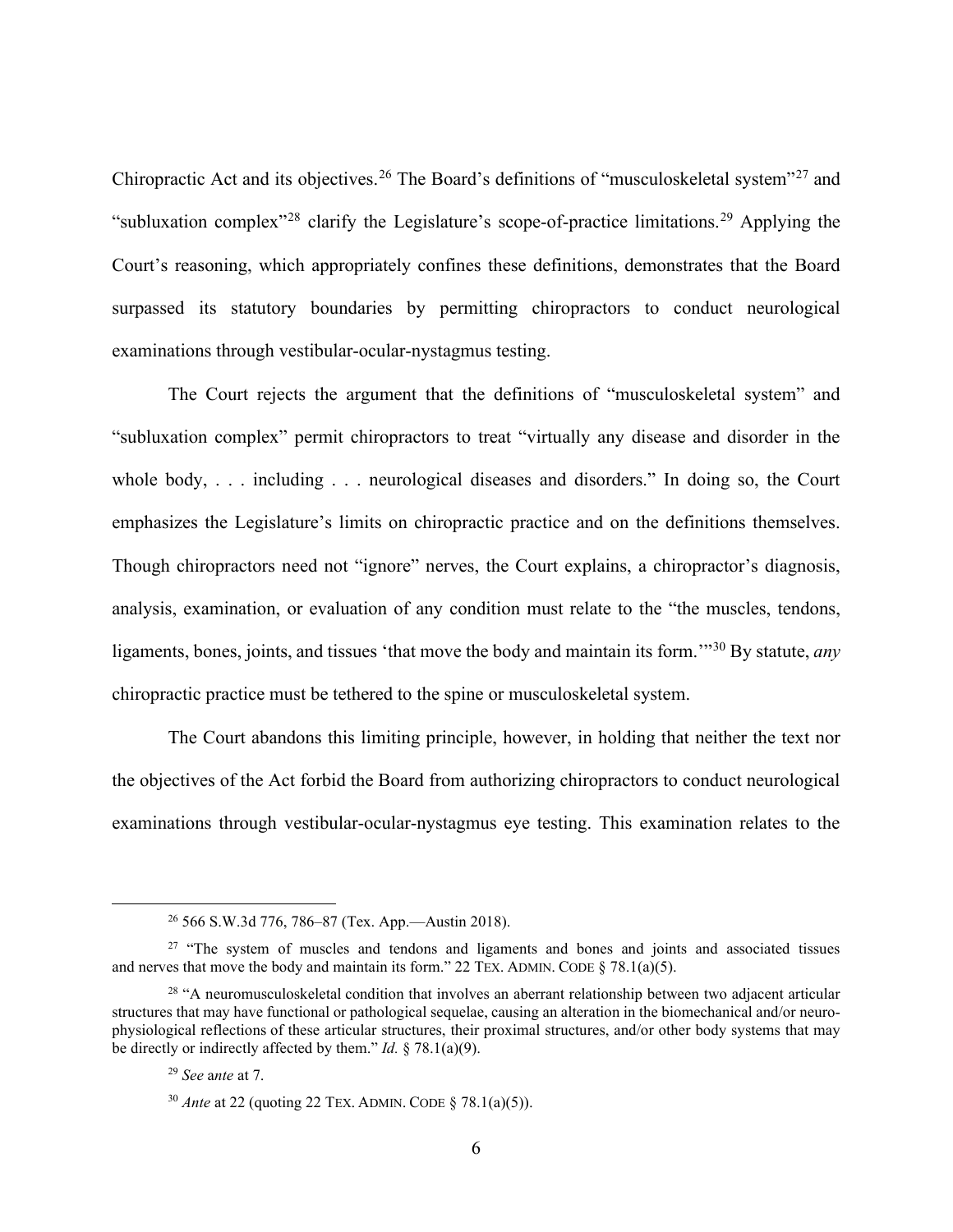Chiropractic Act and its objectives.[26] The Board's definitions of "musculoskeletal system"[27] and "subluxation complex"[28] clarify the Legislature's scope-of-practice limitations.[29] Applying the Court's reasoning, which appropriately confines these definitions, demonstrates that the Board surpassed its statutory boundaries by permitting chiropractors to conduct neurological examinations through vestibular-ocular-nystagmus testing.

The Court rejects the argument that the definitions of "musculoskeletal system" and "subluxation complex" permit chiropractors to treat "virtually any disease and disorder in the whole body, . . . including . . . neurological diseases and disorders." In doing so, the Court emphasizes the Legislature's limits on chiropractic practice and on the definitions themselves. Though chiropractors need not "ignore" nerves, the Court explains, a chiropractor's diagnosis, analysis, examination, or evaluation of any condition must relate to the "the muscles, tendons, ligaments, bones, joints, and tissues 'that move the body and maintain its form.'"[30] By statute, *any* chiropractic practice must be tethered to the spine or musculoskeletal system.

The Court abandons this limiting principle, however, in holding that neither the text nor the objectives of the Act forbid the Board from authorizing chiropractors to conduct neurological examinations through vestibular-ocular-nystagmus eye testing. This examination relates to the

---

[26] 566 S.W.3d 776, 786–87 (Tex. App.—Austin 2018).

[27] "The system of muscles and tendons and ligaments and bones and joints and associated tissues and nerves that move the body and maintain its form." 22 TEX. ADMIN. CODE § 78.1(a)(5).

[28] "A neuromusculoskeletal condition that involves an aberrant relationship between two adjacent articular structures that may have functional or pathological sequelae, causing an alteration in the biomechanical and/or neuro-physiological reflections of these articular structures, their proximal structures, and/or other body systems that may be directly or indirectly affected by them." *Id.* § 78.1(a)(9).

[29] *See* a*nte* at 7.

[30] *Ante* at 22 (quoting 22 TEX. ADMIN. CODE § 78.1(a)(5)).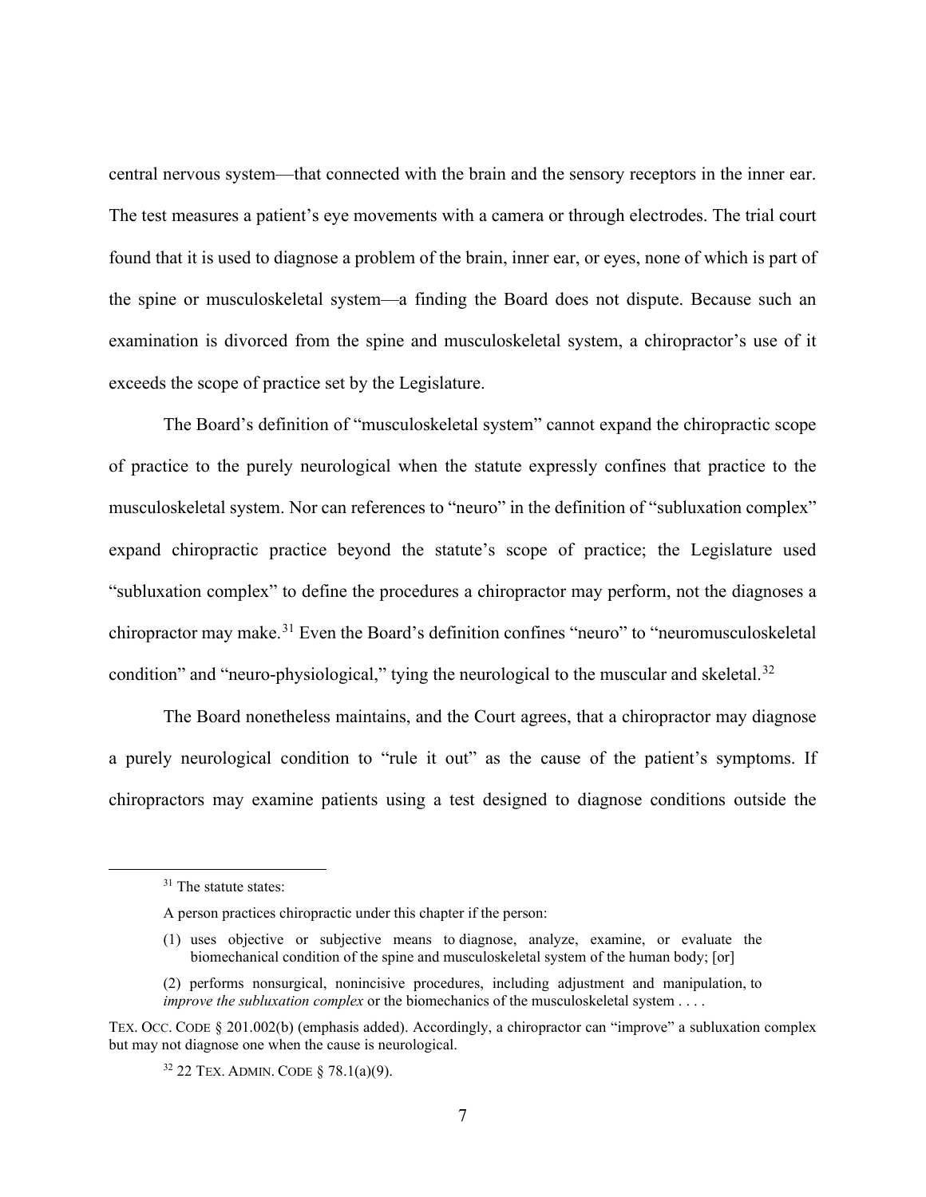central nervous system—that connected with the brain and the sensory receptors in the inner ear. The test measures a patient's eye movements with a camera or through electrodes. The trial court found that it is used to diagnose a problem of the brain, inner ear, or eyes, none of which is part of the spine or musculoskeletal system—a finding the Board does not dispute. Because such an examination is divorced from the spine and musculoskeletal system, a chiropractor's use of it exceeds the scope of practice set by the Legislature.

The Board's definition of "musculoskeletal system" cannot expand the chiropractic scope of practice to the purely neurological when the statute expressly confines that practice to the musculoskeletal system. Nor can references to "neuro" in the definition of "subluxation complex" expand chiropractic practice beyond the statute's scope of practice; the Legislature used "subluxation complex" to define the procedures a chiropractor may perform, not the diagnoses a chiropractor may make.[31] Even the Board's definition confines "neuro" to "neuromusculoskeletal condition" and "neuro-physiological," tying the neurological to the muscular and skeletal.[32]

The Board nonetheless maintains, and the Court agrees, that a chiropractor may diagnose a purely neurological condition to "rule it out" as the cause of the patient's symptoms. If chiropractors may examine patients using a test designed to diagnose conditions outside the

---

[31] The statute states:

A person practices chiropractic under this chapter if the person:

(1) uses objective or subjective means to diagnose, analyze, examine, or evaluate the biomechanical condition of the spine and musculoskeletal system of the human body; [or]

(2) performs nonsurgical, nonincisive procedures, including adjustment and manipulation, to *improve the subluxation complex* or the biomechanics of the musculoskeletal system . . . .

TEX. OCC. CODE § 201.002(b) (emphasis added). Accordingly, a chiropractor can "improve" a subluxation complex but may not diagnose one when the cause is neurological.

[32] 22 TEX. ADMIN. CODE § 78.1(a)(9).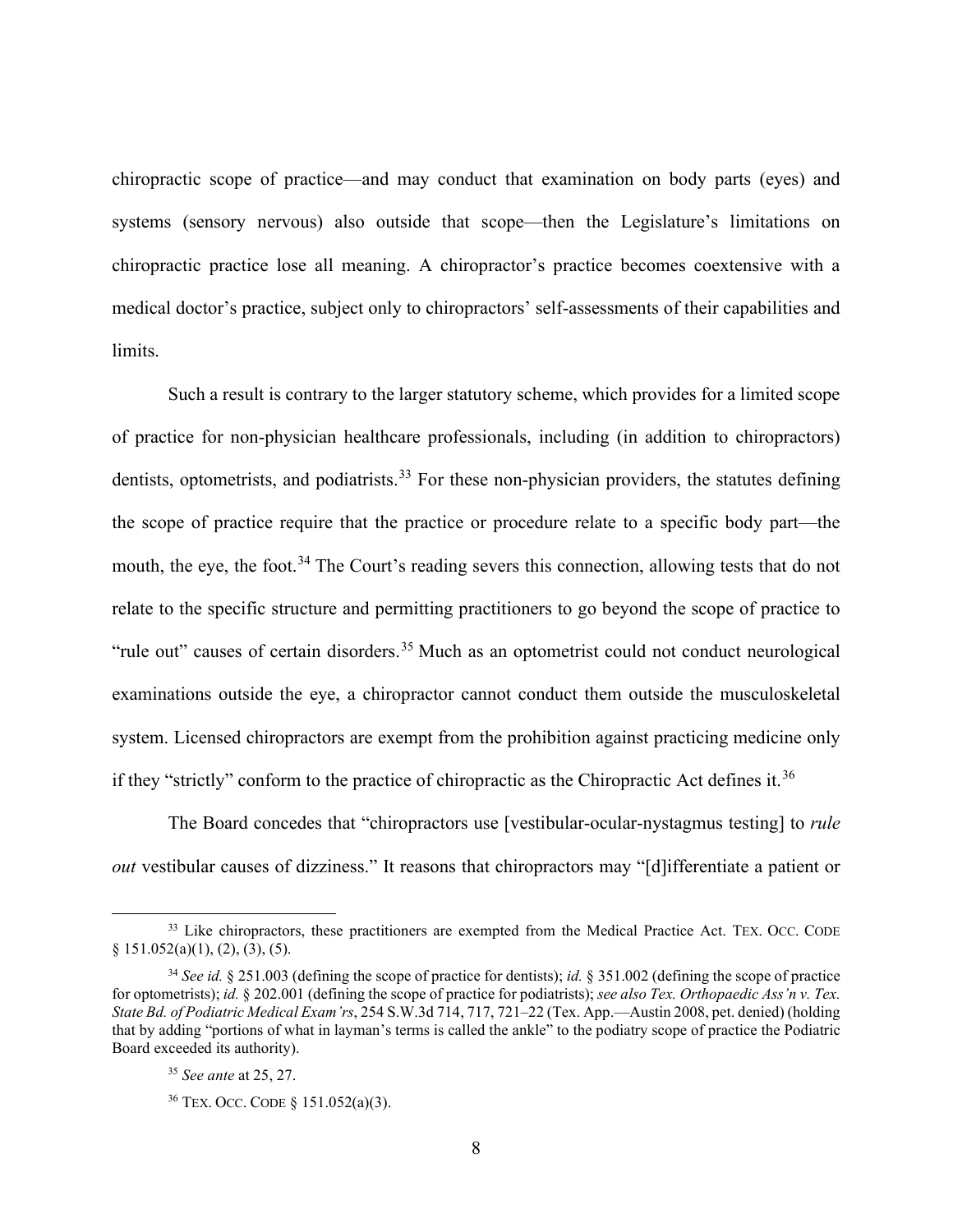chiropractic scope of practice—and may conduct that examination on body parts (eyes) and systems (sensory nervous) also outside that scope—then the Legislature's limitations on chiropractic practice lose all meaning. A chiropractor's practice becomes coextensive with a medical doctor's practice, subject only to chiropractors' self-assessments of their capabilities and limits.

Such a result is contrary to the larger statutory scheme, which provides for a limited scope of practice for non-physician healthcare professionals, including (in addition to chiropractors) dentists, optometrists, and podiatrists.[33] For these non-physician providers, the statutes defining the scope of practice require that the practice or procedure relate to a specific body part—the mouth, the eye, the foot.[34] The Court's reading severs this connection, allowing tests that do not relate to the specific structure and permitting practitioners to go beyond the scope of practice to "rule out" causes of certain disorders.[35] Much as an optometrist could not conduct neurological examinations outside the eye, a chiropractor cannot conduct them outside the musculoskeletal system. Licensed chiropractors are exempt from the prohibition against practicing medicine only if they "strictly" conform to the practice of chiropractic as the Chiropractic Act defines it.[36]

The Board concedes that "chiropractors use [vestibular-ocular-nystagmus testing] to *rule out* vestibular causes of dizziness." It reasons that chiropractors may "[d]ifferentiate a patient or

---

[33] Like chiropractors, these practitioners are exempted from the Medical Practice Act. TEX. OCC. CODE § 151.052(a)(1), (2), (3), (5).

[34] *See id.* § 251.003 (defining the scope of practice for dentists); *id.* § 351.002 (defining the scope of practice for optometrists); *id.* § 202.001 (defining the scope of practice for podiatrists); *see also Tex. Orthopaedic Ass'n v. Tex. State Bd. of Podiatric Medical Exam'rs*, 254 S.W.3d 714, 717, 721–22 (Tex. App.—Austin 2008, pet. denied) (holding that by adding "portions of what in layman's terms is called the ankle" to the podiatry scope of practice the Podiatric Board exceeded its authority).

[35] *See ante* at 25, 27.

[36] TEX. OCC. CODE § 151.052(a)(3).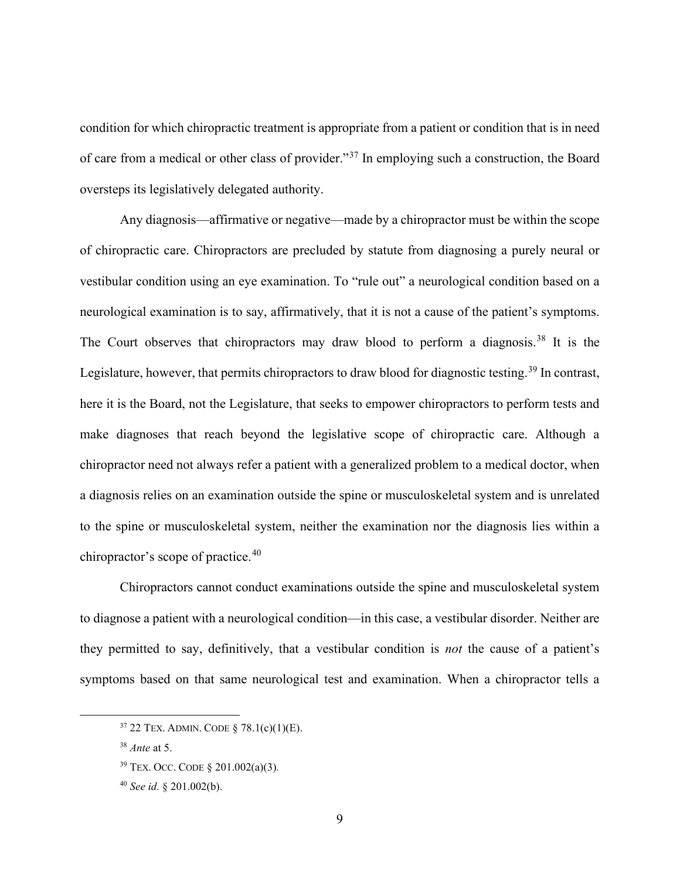condition for which chiropractic treatment is appropriate from a patient or condition that is in need of care from a medical or other class of provider."[37] In employing such a construction, the Board oversteps its legislatively delegated authority.

Any diagnosis—affirmative or negative—made by a chiropractor must be within the scope of chiropractic care. Chiropractors are precluded by statute from diagnosing a purely neural or vestibular condition using an eye examination. To "rule out" a neurological condition based on a neurological examination is to say, affirmatively, that it is not a cause of the patient's symptoms. The Court observes that chiropractors may draw blood to perform a diagnosis.[38] It is the Legislature, however, that permits chiropractors to draw blood for diagnostic testing.[39] In contrast, here it is the Board, not the Legislature, that seeks to empower chiropractors to perform tests and make diagnoses that reach beyond the legislative scope of chiropractic care. Although a chiropractor need not always refer a patient with a generalized problem to a medical doctor, when a diagnosis relies on an examination outside the spine or musculoskeletal system and is unrelated to the spine or musculoskeletal system, neither the examination nor the diagnosis lies within a chiropractor's scope of practice.[40]

Chiropractors cannot conduct examinations outside the spine and musculoskeletal system to diagnose a patient with a neurological condition—in this case, a vestibular disorder. Neither are they permitted to say, definitively, that a vestibular condition is *not* the cause of a patient's symptoms based on that same neurological test and examination. When a chiropractor tells a

---

[37] 22 TEX. ADMIN. CODE § 78.1(c)(1)(E).

[38] *Ante* at 5.

[39] TEX. OCC. CODE § 201.002(a)(3).

[40] *See id.* § 201.002(b).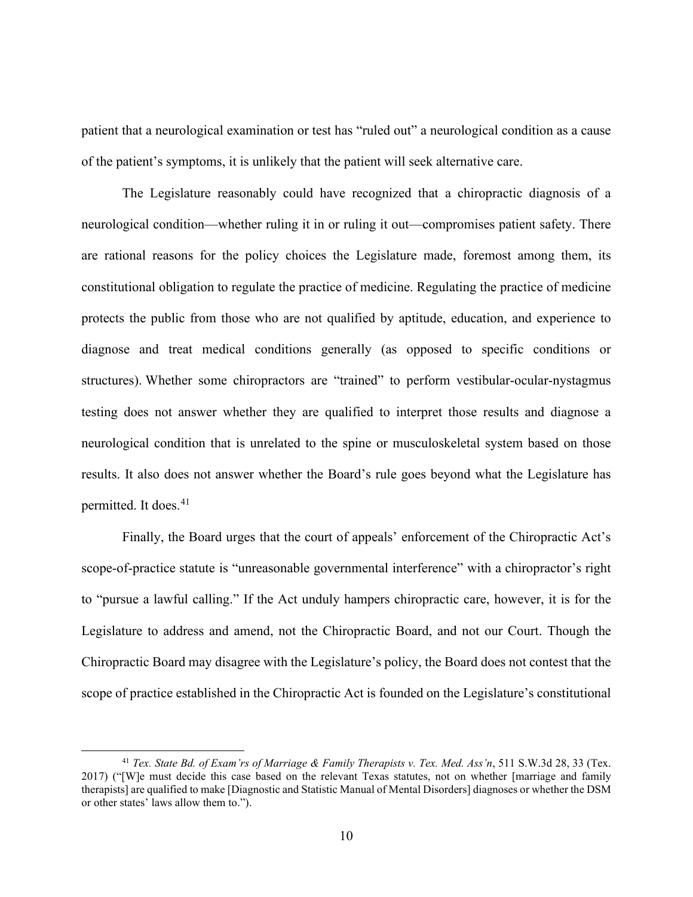patient that a neurological examination or test has "ruled out" a neurological condition as a cause of the patient's symptoms, it is unlikely that the patient will seek alternative care.

The Legislature reasonably could have recognized that a chiropractic diagnosis of a neurological condition—whether ruling it in or ruling it out—compromises patient safety. There are rational reasons for the policy choices the Legislature made, foremost among them, its constitutional obligation to regulate the practice of medicine. Regulating the practice of medicine protects the public from those who are not qualified by aptitude, education, and experience to diagnose and treat medical conditions generally (as opposed to specific conditions or structures). Whether some chiropractors are "trained" to perform vestibular-ocular-nystagmus testing does not answer whether they are qualified to interpret those results and diagnose a neurological condition that is unrelated to the spine or musculoskeletal system based on those results. It also does not answer whether the Board's rule goes beyond what the Legislature has permitted. It does.[41]

Finally, the Board urges that the court of appeals' enforcement of the Chiropractic Act's scope-of-practice statute is "unreasonable governmental interference" with a chiropractor's right to "pursue a lawful calling." If the Act unduly hampers chiropractic care, however, it is for the Legislature to address and amend, not the Chiropractic Board, and not our Court. Though the Chiropractic Board may disagree with the Legislature's policy, the Board does not contest that the scope of practice established in the Chiropractic Act is founded on the Legislature's constitutional

---

[41] *Tex. State Bd. of Exam'rs of Marriage & Family Therapists v. Tex. Med. Ass'n*, 511 S.W.3d 28, 33 (Tex. 2017) ("[W]e must decide this case based on the relevant Texas statutes, not on whether [marriage and family therapists] are qualified to make [Diagnostic and Statistic Manual of Mental Disorders] diagnoses or whether the DSM or other states' laws allow them to.").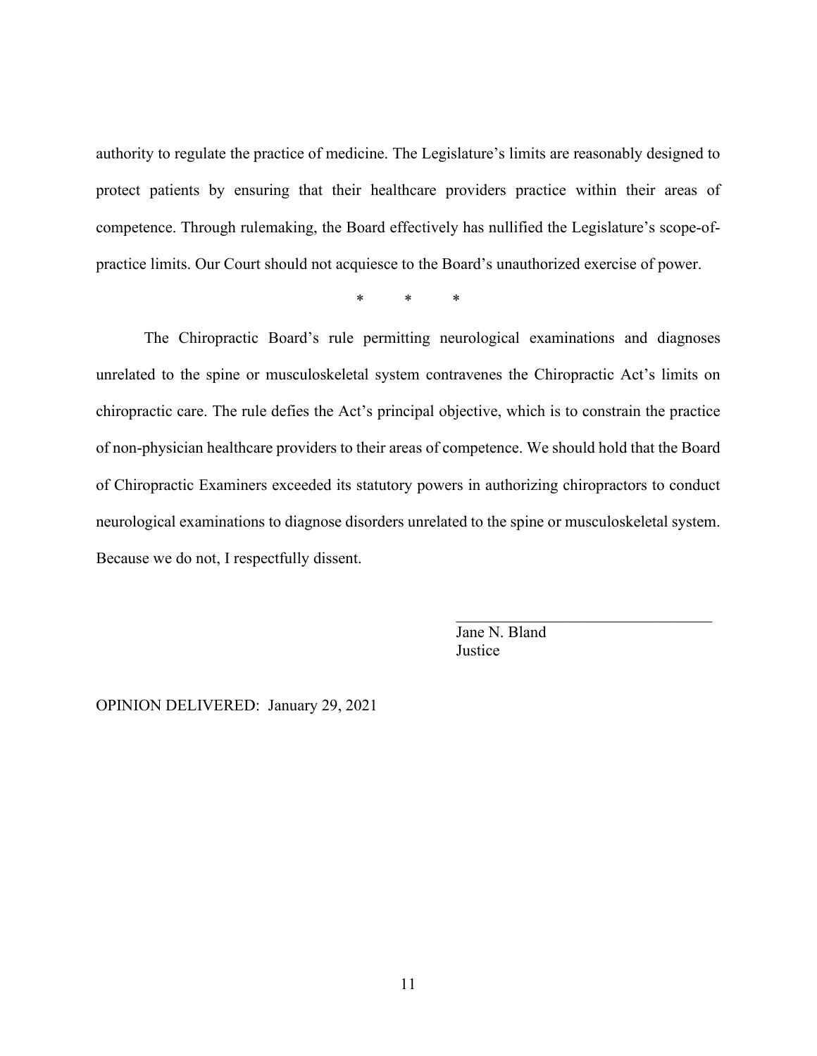authority to regulate the practice of medicine. The Legislature's limits are reasonably designed to protect patients by ensuring that their healthcare providers practice within their areas of competence. Through rulemaking, the Board effectively has nullified the Legislature's scope-of-practice limits. Our Court should not acquiesce to the Board's unauthorized exercise of power.

\* \* \*

The Chiropractic Board's rule permitting neurological examinations and diagnoses unrelated to the spine or musculoskeletal system contravenes the Chiropractic Act's limits on chiropractic care. The rule defies the Act's principal objective, which is to constrain the practice of non-physician healthcare providers to their areas of competence. We should hold that the Board of Chiropractic Examiners exceeded its statutory powers in authorizing chiropractors to conduct neurological examinations to diagnose disorders unrelated to the spine or musculoskeletal system. Because we do not, I respectfully dissent.

Jane N. Bland
Justice

OPINION DELIVERED: January 29, 2021